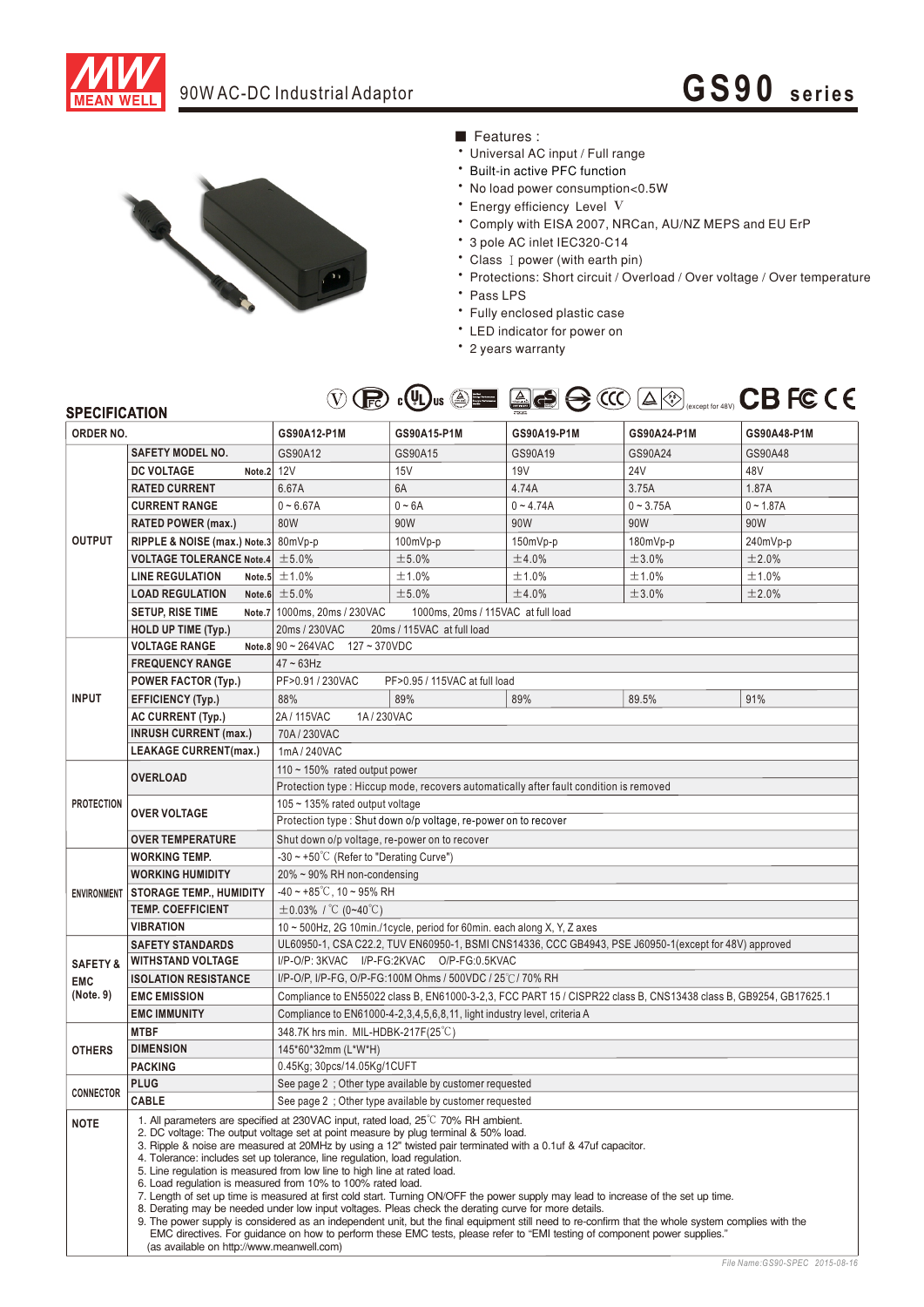# 90W AC-DC Industrial Adaptor

# GS90 series

## Features :

- Universal AC input / Full range
- Built-in active PFC function
- No load power consumption<0.5W
- Energy efficiency Level Ⅴ
- Comply with EISA 2007, NRCan, AU/NZ MEPS and EU ErP
- 3 pole AC inlet IEC320-C14
- Class Ⅰ power (with earth pin)
- Protections: Short circuit / Overload / Over voltage / Over temperature
- Pass LPS
- Fully enclosed plastic case
- LED indicator for power on
- 2 years warranty

(except for 48V)

## SPECIFICATION

| ORDER NO. | | GS90A12-P1M | GS90A15-P1M | GS90A19-P1M | GS90A24-P1M | GS90A48-P1M |
|---|---|---|---|---|---|---|
| OUTPUT | SAFETY MODEL NO. | GS90A12 | GS90A15 | GS90A19 | GS90A24 | GS90A48 |
| | DC VOLTAGE Note.2 | 12V | 15V | 19V | 24V | 48V |
| | RATED CURRENT | 6.67A | 6A | 4.74A | 3.75A | 1.87A |
| | CURRENT RANGE | 0 ~ 6.67A | 0 ~ 6A | 0 ~ 4.74A | 0 ~ 3.75A | 0 ~ 1.87A |
| | RATED POWER (max.) | 80W | 90W | 90W | 90W | 90W |
| | RIPPLE & NOISE (max.) Note.3 | 80mVp-p | 100mVp-p | 150mVp-p | 180mVp-p | 240mVp-p |
| | VOLTAGE TOLERANCE Note.4 | ±5.0% | ±5.0% | ±4.0% | ±3.0% | ±2.0% |
| | LINE REGULATION Note.5 | ±1.0% | ±1.0% | ±1.0% | ±1.0% | ±1.0% |
| | LOAD REGULATION Note.6 | ±5.0% | ±5.0% | ±4.0% | ±3.0% | ±2.0% |
| | SETUP, RISE TIME Note.7 | 1000ms, 20ms / 230VAC 1000ms, 20ms / 115VAC at full load | | | | |
| | HOLD UP TIME (Typ.) | 20ms / 230VAC 20ms / 115VAC at full load | | | | |
| INPUT | VOLTAGE RANGE Note.8 | 90 ~ 264VAC 127 ~ 370VDC | | | | |
| | FREQUENCY RANGE | 47 ~ 63Hz | | | | |
| | POWER FACTOR (Typ.) | PF>0.91 / 230VAC PF>0.95 / 115VAC at full load | | | | |
| | EFFICIENCY (Typ.) | 88% | 89% | 89% | 89.5% | 91% |
| | AC CURRENT (Typ.) | 2A / 115VAC 1A / 230VAC | | | | |
| | INRUSH CURRENT (max.) | 70A / 230VAC | | | | |
| | LEAKAGE CURRENT(max.) | 1mA / 240VAC | | | | |
| PROTECTION | OVERLOAD | 110 ~ 150% rated output power | | | | |
| | | Protection type : Hiccup mode, recovers automatically after fault condition is removed | | | | |
| | OVER VOLTAGE | 105 ~ 135% rated output voltage | | | | |
| | | Protection type : Shut down o/p voltage, re-power on to recover | | | | |
| | OVER TEMPERATURE | Shut down o/p voltage, re-power on to recover | | | | |
| ENVIRONMENT | WORKING TEMP. | -30 ~ +50℃ (Refer to "Derating Curve") | | | | |
| | WORKING HUMIDITY | 20% ~ 90% RH non-condensing | | | | |
| | STORAGE TEMP., HUMIDITY | -40 ~ +85℃, 10 ~ 95% RH | | | | |
| | TEMP. COEFFICIENT | ±0.03% / ℃ (0~40℃) | | | | |
| | VIBRATION | 10 ~ 500Hz, 2G 10min./1cycle, period for 60min. each along X, Y, Z axes | | | | |
| SAFETY & EMC (Note. 9) | SAFETY STANDARDS | UL60950-1, CSA C22.2, TUV EN60950-1, BSMI CNS14336, CCC GB4943, PSE J60950-1(except for 48V) approved | | | | |
| | WITHSTAND VOLTAGE | I/P-O/P: 3KVAC I/P-FG:2KVAC O/P-FG:0.5KVAC | | | | |
| | ISOLATION RESISTANCE | I/P-O/P, I/P-FG, O/P-FG:100M Ohms / 500VDC / 25℃/ 70% RH | | | | |
| | EMC EMISSION | Compliance to EN55022 class B, EN61000-3-2,3, FCC PART 15 / CISPR22 class B, CNS13438 class B, GB9254, GB17625.1 | | | | |
| | EMC IMMUNITY | Compliance to EN61000-4-2,3,4,5,6,8,11, light industry level, criteria A | | | | |
| OTHERS | MTBF | 348.7K hrs min. MIL-HDBK-217F(25℃) | | | | |
| | DIMENSION | 145*60*32mm (L*W*H) | | | | |
| | PACKING | 0.45Kg; 30pcs/14.05Kg/1CUFT | | | | |
| CONNECTOR | PLUG | See page 2 ; Other type available by customer requested | | | | |
| | CABLE | See page 2 ; Other type available by customer requested | | | | |

**NOTE**

1. All parameters are specified at 230VAC input, rated load, 25℃ 70% RH ambient.
2. DC voltage: The output voltage set at point measure by plug terminal & 50% load.
3. Ripple & noise are measured at 20MHz by using a 12" twisted pair terminated with a 0.1uf & 47uf capacitor.
4. Tolerance: includes set up tolerance, line regulation, load regulation.
5. Line regulation is measured from low line to high line at rated load.
6. Load regulation is measured from 10% to 100% rated load.
7. Length of set up time is measured at first cold start. Turning ON/OFF the power supply may lead to increase of the set up time.
8. Derating may be needed under low input voltages. Pleas check the derating curve for more details.
9. The power supply is considered as an independent unit, but the final equipment still need to re-confirm that the whole system complies with the EMC directives. For guidance on how to perform these EMC tests, please refer to "EMI testing of component power supplies." (as available on http://www.meanwell.com)

File Name:GS90-SPEC 2015-08-16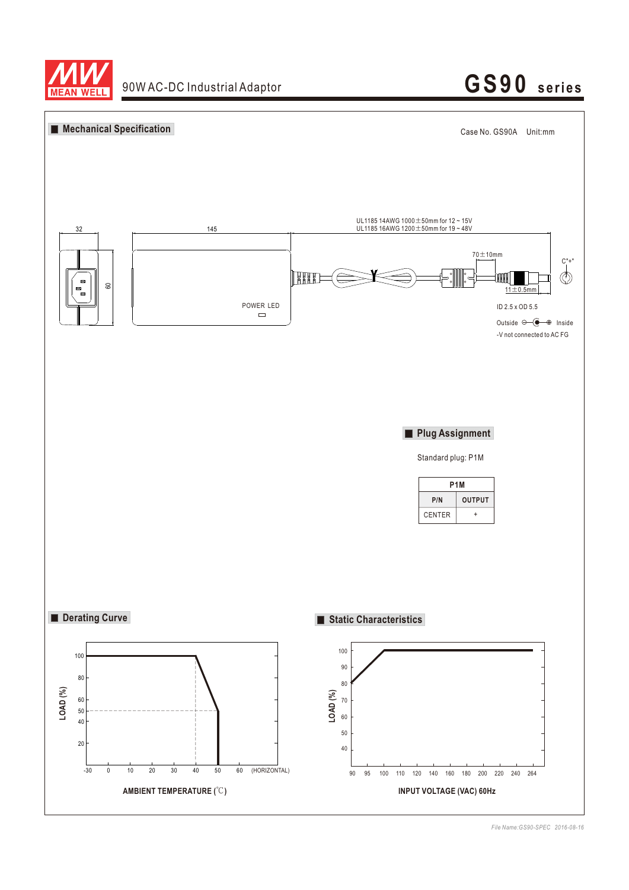## Mechanical Specification

Case No. GS90A Unit:mm

32

145

60

POWER LED

UL1185 14AWG 1000±50mm for 12 ~ 15V
UL1185 16AWG 1200±50mm for 19 ~ 48V

70±10mm

11±0.5mm

C"+"

ID 2.5 x OD 5.5

Outside Inside

-V not connected to AC FG

## Plug Assignment

Standard plug: P1M

| P1M | |
|---|---|
| P/N | OUTPUT |
| CENTER | + |

## Derating Curve

LOAD (%)

100
80
60
50
40
20

-30 0 10 20 30 40 50 60 (HORIZONTAL)

AMBIENT TEMPERATURE (℃)

## Static Characteristics

LOAD (%)

100
90
80
70
60
50
40

90 95 100 110 120 140 160 180 200 220 240 264

INPUT VOLTAGE (VAC) 60Hz